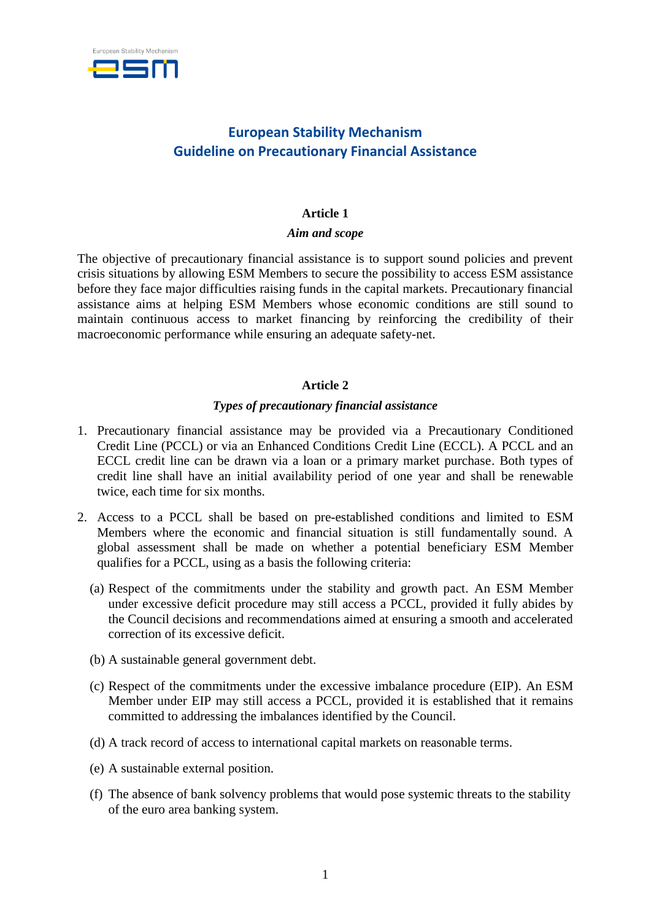# European Stability Mechanism
# Guideline on Precautionary Financial Assistance

## Article 1

### *Aim and scope*

The objective of precautionary financial assistance is to support sound policies and prevent crisis situations by allowing ESM Members to secure the possibility to access ESM assistance before they face major difficulties raising funds in the capital markets. Precautionary financial assistance aims at helping ESM Members whose economic conditions are still sound to maintain continuous access to market financing by reinforcing the credibility of their macroeconomic performance while ensuring an adequate safety-net.

## Article 2

### *Types of precautionary financial assistance*

1. Precautionary financial assistance may be provided via a Precautionary Conditioned Credit Line (PCCL) or via an Enhanced Conditions Credit Line (ECCL). A PCCL and an ECCL credit line can be drawn via a loan or a primary market purchase. Both types of credit line shall have an initial availability period of one year and shall be renewable twice, each time for six months.

2. Access to a PCCL shall be based on pre-established conditions and limited to ESM Members where the economic and financial situation is still fundamentally sound. A global assessment shall be made on whether a potential beneficiary ESM Member qualifies for a PCCL, using as a basis the following criteria:

   (a) Respect of the commitments under the stability and growth pact. An ESM Member under excessive deficit procedure may still access a PCCL, provided it fully abides by the Council decisions and recommendations aimed at ensuring a smooth and accelerated correction of its excessive deficit.

   (b) A sustainable general government debt.

   (c) Respect of the commitments under the excessive imbalance procedure (EIP). An ESM Member under EIP may still access a PCCL, provided it is established that it remains committed to addressing the imbalances identified by the Council.

   (d) A track record of access to international capital markets on reasonable terms.

   (e) A sustainable external position.

   (f) The absence of bank solvency problems that would pose systemic threats to the stability of the euro area banking system.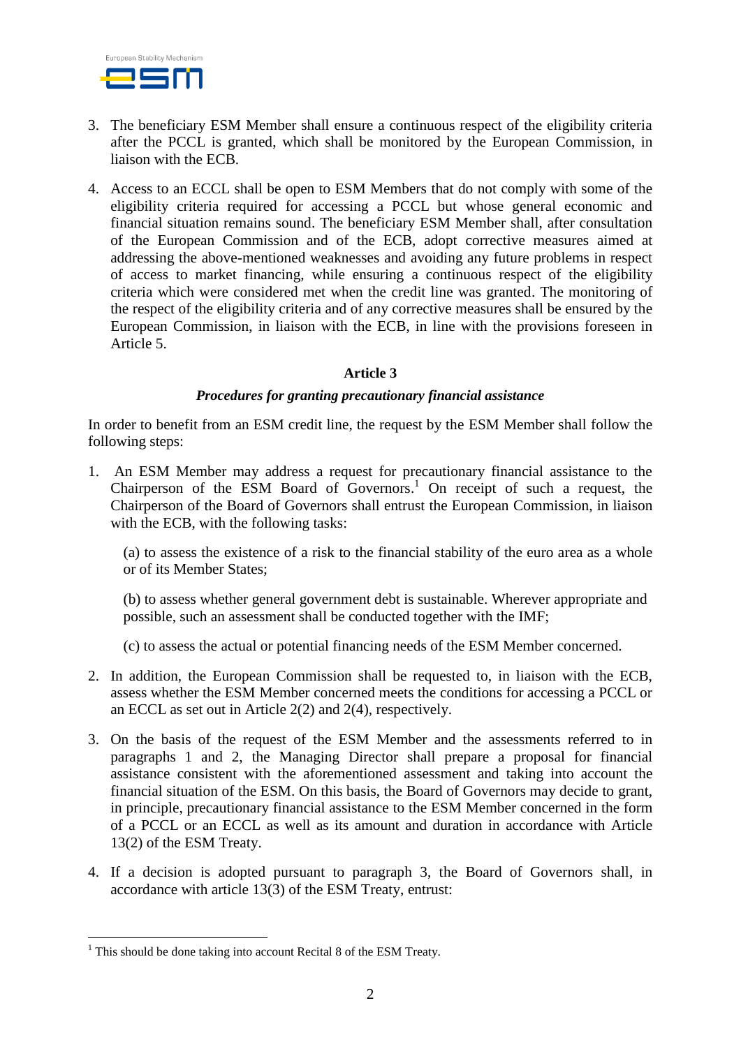3. The beneficiary ESM Member shall ensure a continuous respect of the eligibility criteria after the PCCL is granted, which shall be monitored by the European Commission, in liaison with the ECB.

4. Access to an ECCL shall be open to ESM Members that do not comply with some of the eligibility criteria required for accessing a PCCL but whose general economic and financial situation remains sound. The beneficiary ESM Member shall, after consultation of the European Commission and of the ECB, adopt corrective measures aimed at addressing the above-mentioned weaknesses and avoiding any future problems in respect of access to market financing, while ensuring a continuous respect of the eligibility criteria which were considered met when the credit line was granted. The monitoring of the respect of the eligibility criteria and of any corrective measures shall be ensured by the European Commission, in liaison with the ECB, in line with the provisions foreseen in Article 5.

**Article 3**

***Procedures for granting precautionary financial assistance***

In order to benefit from an ESM credit line, the request by the ESM Member shall follow the following steps:

1. An ESM Member may address a request for precautionary financial assistance to the Chairperson of the ESM Board of Governors.[1] On receipt of such a request, the Chairperson of the Board of Governors shall entrust the European Commission, in liaison with the ECB, with the following tasks:

   (a) to assess the existence of a risk to the financial stability of the euro area as a whole or of its Member States;

   (b) to assess whether general government debt is sustainable. Wherever appropriate and possible, such an assessment shall be conducted together with the IMF;

   (c) to assess the actual or potential financing needs of the ESM Member concerned.

2. In addition, the European Commission shall be requested to, in liaison with the ECB, assess whether the ESM Member concerned meets the conditions for accessing a PCCL or an ECCL as set out in Article 2(2) and 2(4), respectively.

3. On the basis of the request of the ESM Member and the assessments referred to in paragraphs 1 and 2, the Managing Director shall prepare a proposal for financial assistance consistent with the aforementioned assessment and taking into account the financial situation of the ESM. On this basis, the Board of Governors may decide to grant, in principle, precautionary financial assistance to the ESM Member concerned in the form of a PCCL or an ECCL as well as its amount and duration in accordance with Article 13(2) of the ESM Treaty.

4. If a decision is adopted pursuant to paragraph 3, the Board of Governors shall, in accordance with article 13(3) of the ESM Treaty, entrust:

[1] This should be done taking into account Recital 8 of the ESM Treaty.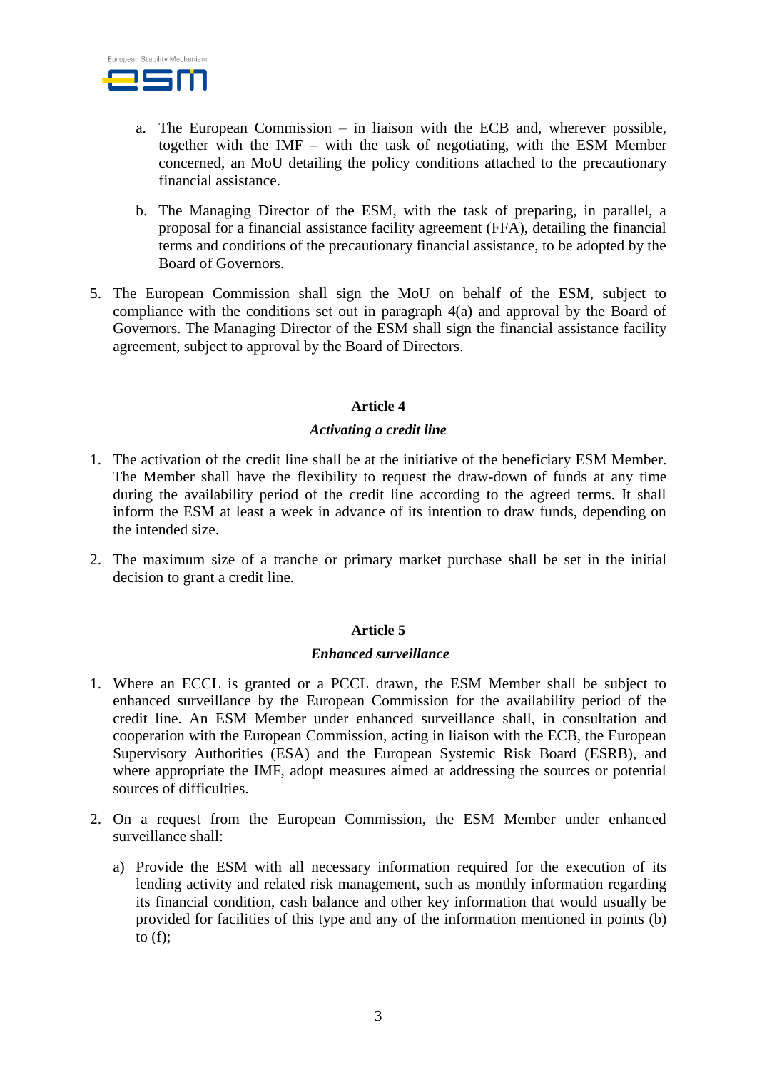a. The European Commission – in liaison with the ECB and, wherever possible, together with the IMF – with the task of negotiating, with the ESM Member concerned, an MoU detailing the policy conditions attached to the precautionary financial assistance.

   b. The Managing Director of the ESM, with the task of preparing, in parallel, a proposal for a financial assistance facility agreement (FFA), detailing the financial terms and conditions of the precautionary financial assistance, to be adopted by the Board of Governors.

5. The European Commission shall sign the MoU on behalf of the ESM, subject to compliance with the conditions set out in paragraph 4(a) and approval by the Board of Governors. The Managing Director of the ESM shall sign the financial assistance facility agreement, subject to approval by the Board of Directors.

**Article 4**

***Activating a credit line***

1. The activation of the credit line shall be at the initiative of the beneficiary ESM Member. The Member shall have the flexibility to request the draw-down of funds at any time during the availability period of the credit line according to the agreed terms. It shall inform the ESM at least a week in advance of its intention to draw funds, depending on the intended size.

2. The maximum size of a tranche or primary market purchase shall be set in the initial decision to grant a credit line.

**Article 5**

***Enhanced surveillance***

1. Where an ECCL is granted or a PCCL drawn, the ESM Member shall be subject to enhanced surveillance by the European Commission for the availability period of the credit line. An ESM Member under enhanced surveillance shall, in consultation and cooperation with the European Commission, acting in liaison with the ECB, the European Supervisory Authorities (ESA) and the European Systemic Risk Board (ESRB), and where appropriate the IMF, adopt measures aimed at addressing the sources or potential sources of difficulties.

2. On a request from the European Commission, the ESM Member under enhanced surveillance shall:

   a) Provide the ESM with all necessary information required for the execution of its lending activity and related risk management, such as monthly information regarding its financial condition, cash balance and other key information that would usually be provided for facilities of this type and any of the information mentioned in points (b) to (f);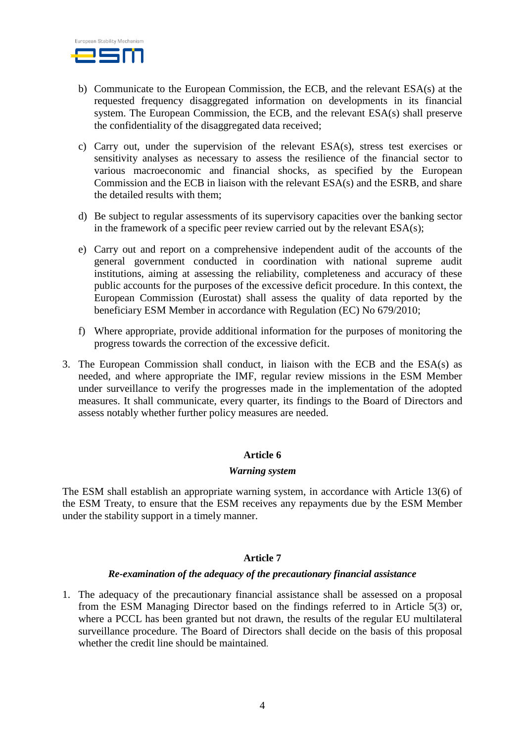b) Communicate to the European Commission, the ECB, and the relevant ESA(s) at the requested frequency disaggregated information on developments in its financial system. The European Commission, the ECB, and the relevant ESA(s) shall preserve the confidentiality of the disaggregated data received;

c) Carry out, under the supervision of the relevant ESA(s), stress test exercises or sensitivity analyses as necessary to assess the resilience of the financial sector to various macroeconomic and financial shocks, as specified by the European Commission and the ECB in liaison with the relevant ESA(s) and the ESRB, and share the detailed results with them;

d) Be subject to regular assessments of its supervisory capacities over the banking sector in the framework of a specific peer review carried out by the relevant ESA(s);

e) Carry out and report on a comprehensive independent audit of the accounts of the general government conducted in coordination with national supreme audit institutions, aiming at assessing the reliability, completeness and accuracy of these public accounts for the purposes of the excessive deficit procedure. In this context, the European Commission (Eurostat) shall assess the quality of data reported by the beneficiary ESM Member in accordance with Regulation (EC) No 679/2010;

f) Where appropriate, provide additional information for the purposes of monitoring the progress towards the correction of the excessive deficit.

3. The European Commission shall conduct, in liaison with the ECB and the ESA(s) as needed, and where appropriate the IMF, regular review missions in the ESM Member under surveillance to verify the progresses made in the implementation of the adopted measures. It shall communicate, every quarter, its findings to the Board of Directors and assess notably whether further policy measures are needed.

## Article 6

### *Warning system*

The ESM shall establish an appropriate warning system, in accordance with Article 13(6) of the ESM Treaty, to ensure that the ESM receives any repayments due by the ESM Member under the stability support in a timely manner.

## Article 7

### *Re-examination of the adequacy of the precautionary financial assistance*

1. The adequacy of the precautionary financial assistance shall be assessed on a proposal from the ESM Managing Director based on the findings referred to in Article 5(3) or, where a PCCL has been granted but not drawn, the results of the regular EU multilateral surveillance procedure. The Board of Directors shall decide on the basis of this proposal whether the credit line should be maintained.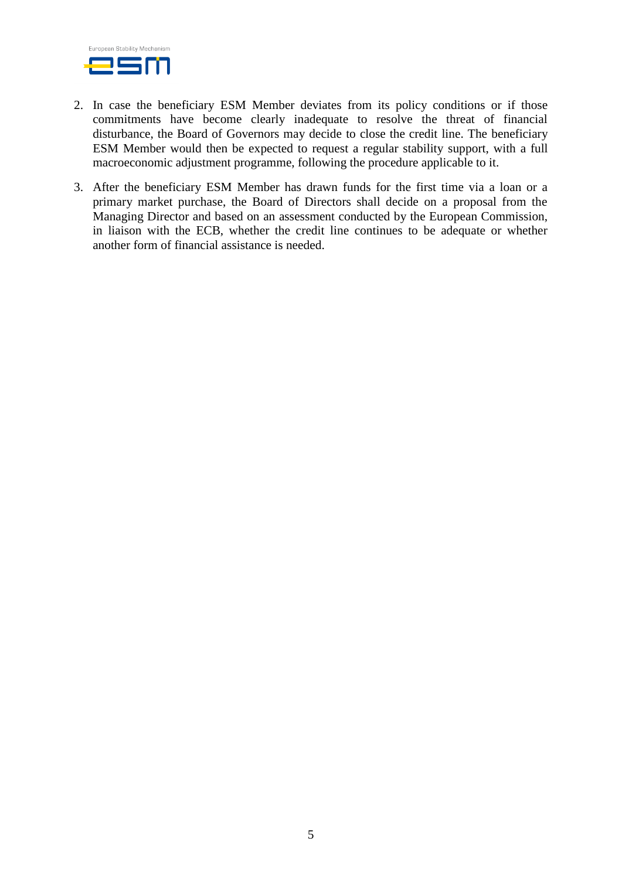2. In case the beneficiary ESM Member deviates from its policy conditions or if those commitments have become clearly inadequate to resolve the threat of financial disturbance, the Board of Governors may decide to close the credit line. The beneficiary ESM Member would then be expected to request a regular stability support, with a full macroeconomic adjustment programme, following the procedure applicable to it.

3. After the beneficiary ESM Member has drawn funds for the first time via a loan or a primary market purchase, the Board of Directors shall decide on a proposal from the Managing Director and based on an assessment conducted by the European Commission, in liaison with the ECB, whether the credit line continues to be adequate or whether another form of financial assistance is needed.